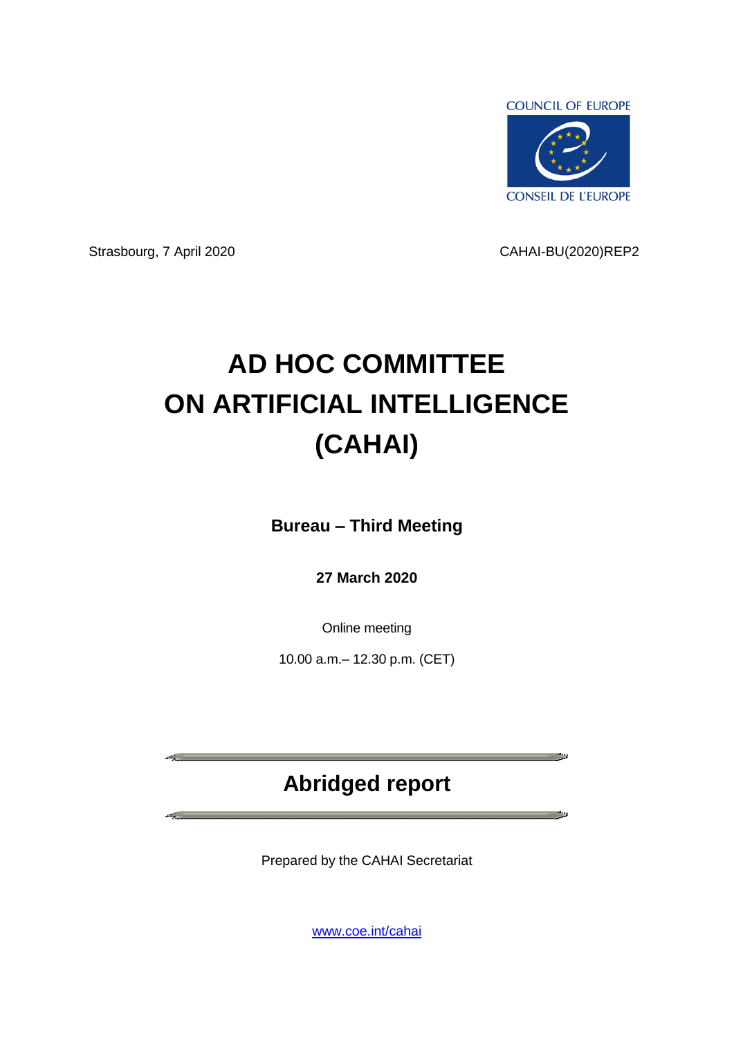COUNCIL OF EUROPE

CONSEIL DE L'EUROPE

Strasbourg, 7 April 2020

CAHAI-BU(2020)REP2

# AD HOC COMMITTEE ON ARTIFICIAL INTELLIGENCE (CAHAI)

**Bureau – Third Meeting**

**27 March 2020**

Online meeting

10.00 a.m.– 12.30 p.m. (CET)

## Abridged report

Prepared by the CAHAI Secretariat

[www.coe.int/cahai](http://www.coe.int/cahai)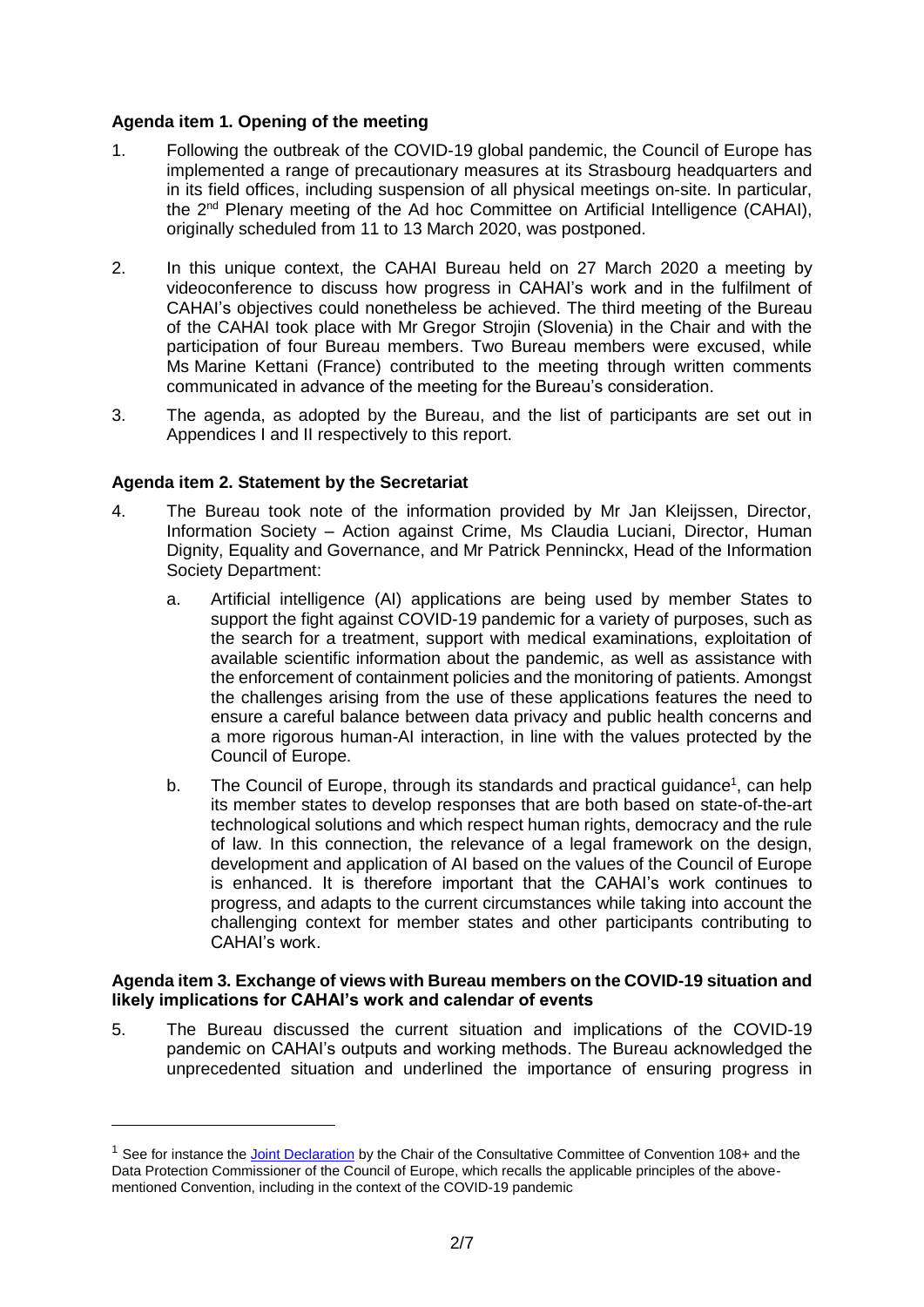**Agenda item 1. Opening of the meeting**

1. Following the outbreak of the COVID-19 global pandemic, the Council of Europe has implemented a range of precautionary measures at its Strasbourg headquarters and in its field offices, including suspension of all physical meetings on-site. In particular, the 2nd Plenary meeting of the Ad hoc Committee on Artificial Intelligence (CAHAI), originally scheduled from 11 to 13 March 2020, was postponed.

2. In this unique context, the CAHAI Bureau held on 27 March 2020 a meeting by videoconference to discuss how progress in CAHAI's work and in the fulfilment of CAHAI's objectives could nonetheless be achieved. The third meeting of the Bureau of the CAHAI took place with Mr Gregor Strojin (Slovenia) in the Chair and with the participation of four Bureau members. Two Bureau members were excused, while Ms Marine Kettani (France) contributed to the meeting through written comments communicated in advance of the meeting for the Bureau's consideration.

3. The agenda, as adopted by the Bureau, and the list of participants are set out in Appendices I and II respectively to this report.

**Agenda item 2. Statement by the Secretariat**

4. The Bureau took note of the information provided by Mr Jan Kleijssen, Director, Information Society – Action against Crime, Ms Claudia Luciani, Director, Human Dignity, Equality and Governance, and Mr Patrick Penninckx, Head of the Information Society Department:

   a. Artificial intelligence (AI) applications are being used by member States to support the fight against COVID-19 pandemic for a variety of purposes, such as the search for a treatment, support with medical examinations, exploitation of available scientific information about the pandemic, as well as assistance with the enforcement of containment policies and the monitoring of patients. Amongst the challenges arising from the use of these applications features the need to ensure a careful balance between data privacy and public health concerns and a more rigorous human-AI interaction, in line with the values protected by the Council of Europe.

   b. The Council of Europe, through its standards and practical guidance[1], can help its member states to develop responses that are both based on state-of-the-art technological solutions and which respect human rights, democracy and the rule of law. In this connection, the relevance of a legal framework on the design, development and application of AI based on the values of the Council of Europe is enhanced. It is therefore important that the CAHAI's work continues to progress, and adapts to the current circumstances while taking into account the challenging context for member states and other participants contributing to CAHAI's work.

**Agenda item 3. Exchange of views with Bureau members on the COVID-19 situation and likely implications for CAHAI's work and calendar of events**

5. The Bureau discussed the current situation and implications of the COVID-19 pandemic on CAHAI's outputs and working methods. The Bureau acknowledged the unprecedented situation and underlined the importance of ensuring progress in

[1] See for instance the Joint Declaration by the Chair of the Consultative Committee of Convention 108+ and the Data Protection Commissioner of the Council of Europe, which recalls the applicable principles of the above-mentioned Convention, including in the context of the COVID-19 pandemic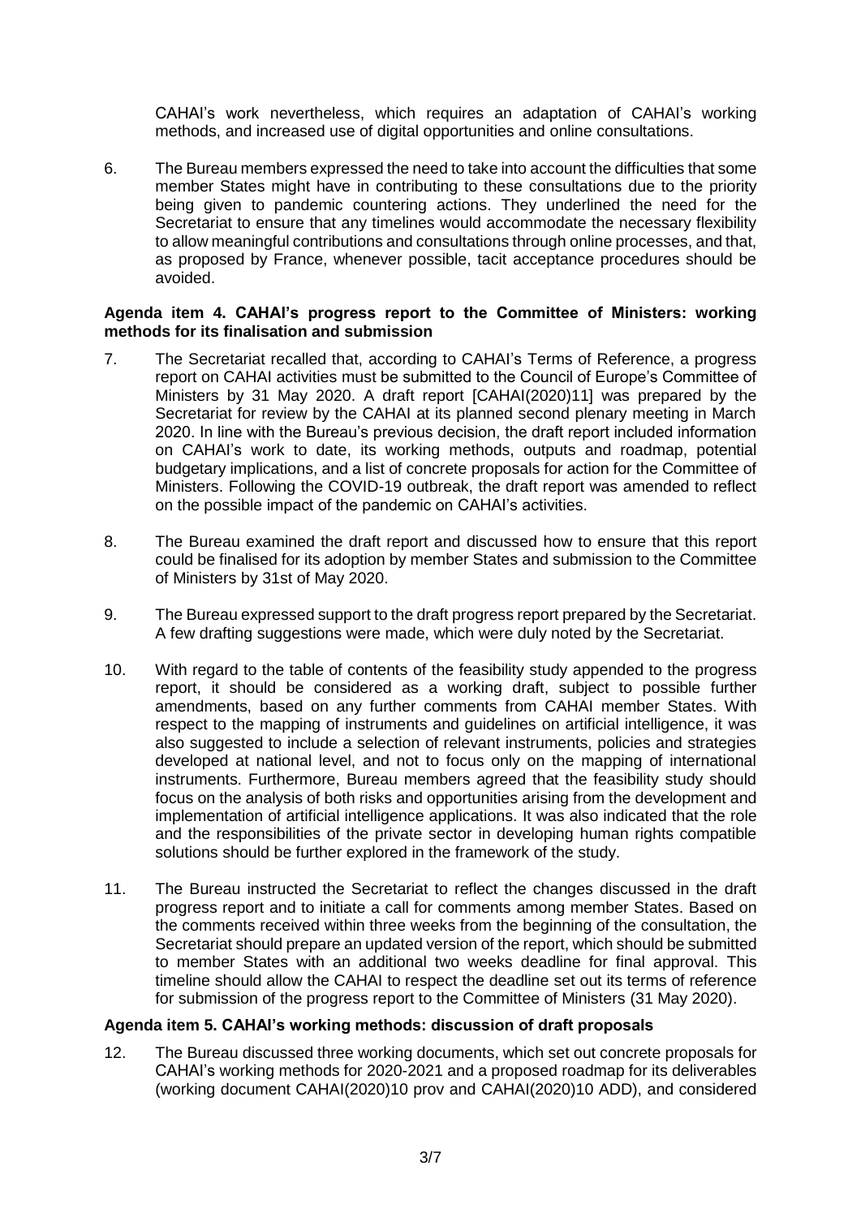CAHAI's work nevertheless, which requires an adaptation of CAHAI's working methods, and increased use of digital opportunities and online consultations.

6. The Bureau members expressed the need to take into account the difficulties that some member States might have in contributing to these consultations due to the priority being given to pandemic countering actions. They underlined the need for the Secretariat to ensure that any timelines would accommodate the necessary flexibility to allow meaningful contributions and consultations through online processes, and that, as proposed by France, whenever possible, tacit acceptance procedures should be avoided.

**Agenda item 4. CAHAI's progress report to the Committee of Ministers: working methods for its finalisation and submission**

7. The Secretariat recalled that, according to CAHAI's Terms of Reference, a progress report on CAHAI activities must be submitted to the Council of Europe's Committee of Ministers by 31 May 2020. A draft report [CAHAI(2020)11] was prepared by the Secretariat for review by the CAHAI at its planned second plenary meeting in March 2020. In line with the Bureau's previous decision, the draft report included information on CAHAI's work to date, its working methods, outputs and roadmap, potential budgetary implications, and a list of concrete proposals for action for the Committee of Ministers. Following the COVID-19 outbreak, the draft report was amended to reflect on the possible impact of the pandemic on CAHAI's activities.

8. The Bureau examined the draft report and discussed how to ensure that this report could be finalised for its adoption by member States and submission to the Committee of Ministers by 31st of May 2020.

9. The Bureau expressed support to the draft progress report prepared by the Secretariat. A few drafting suggestions were made, which were duly noted by the Secretariat.

10. With regard to the table of contents of the feasibility study appended to the progress report, it should be considered as a working draft, subject to possible further amendments, based on any further comments from CAHAI member States. With respect to the mapping of instruments and guidelines on artificial intelligence, it was also suggested to include a selection of relevant instruments, policies and strategies developed at national level, and not to focus only on the mapping of international instruments. Furthermore, Bureau members agreed that the feasibility study should focus on the analysis of both risks and opportunities arising from the development and implementation of artificial intelligence applications. It was also indicated that the role and the responsibilities of the private sector in developing human rights compatible solutions should be further explored in the framework of the study.

11. The Bureau instructed the Secretariat to reflect the changes discussed in the draft progress report and to initiate a call for comments among member States. Based on the comments received within three weeks from the beginning of the consultation, the Secretariat should prepare an updated version of the report, which should be submitted to member States with an additional two weeks deadline for final approval. This timeline should allow the CAHAI to respect the deadline set out its terms of reference for submission of the progress report to the Committee of Ministers (31 May 2020).

**Agenda item 5. CAHAI's working methods: discussion of draft proposals**

12. The Bureau discussed three working documents, which set out concrete proposals for CAHAI's working methods for 2020-2021 and a proposed roadmap for its deliverables (working document CAHAI(2020)10 prov and CAHAI(2020)10 ADD), and considered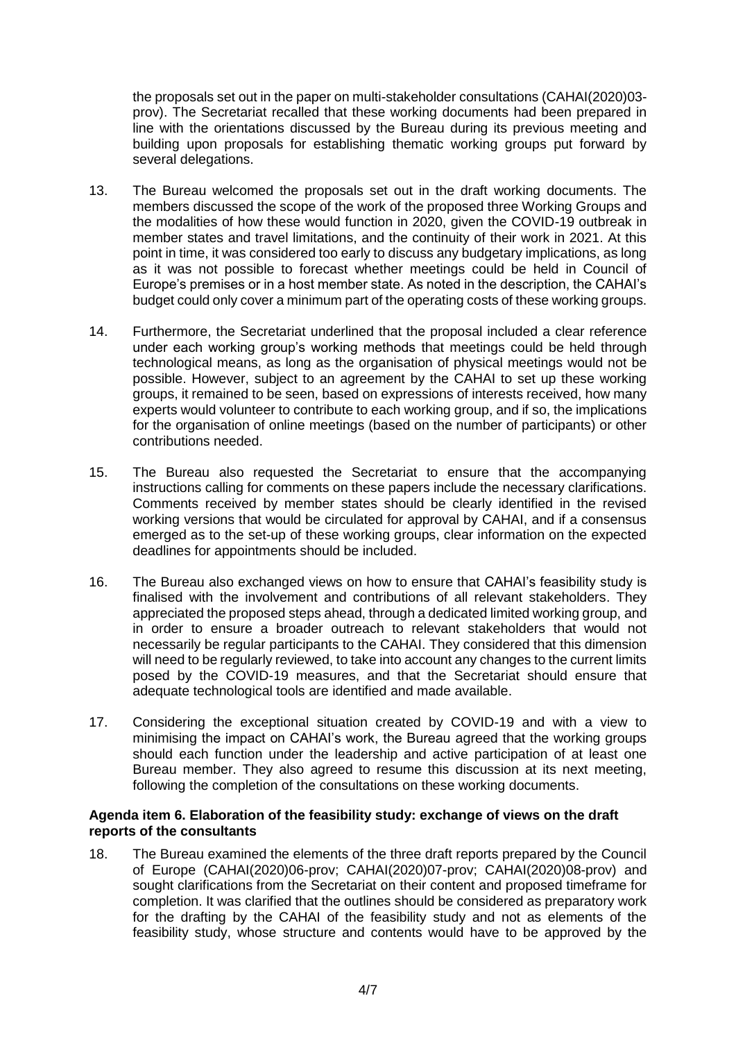the proposals set out in the paper on multi-stakeholder consultations (CAHAI(2020)03-prov). The Secretariat recalled that these working documents had been prepared in line with the orientations discussed by the Bureau during its previous meeting and building upon proposals for establishing thematic working groups put forward by several delegations.

13. The Bureau welcomed the proposals set out in the draft working documents. The members discussed the scope of the work of the proposed three Working Groups and the modalities of how these would function in 2020, given the COVID-19 outbreak in member states and travel limitations, and the continuity of their work in 2021. At this point in time, it was considered too early to discuss any budgetary implications, as long as it was not possible to forecast whether meetings could be held in Council of Europe's premises or in a host member state. As noted in the description, the CAHAI's budget could only cover a minimum part of the operating costs of these working groups.

14. Furthermore, the Secretariat underlined that the proposal included a clear reference under each working group's working methods that meetings could be held through technological means, as long as the organisation of physical meetings would not be possible. However, subject to an agreement by the CAHAI to set up these working groups, it remained to be seen, based on expressions of interests received, how many experts would volunteer to contribute to each working group, and if so, the implications for the organisation of online meetings (based on the number of participants) or other contributions needed.

15. The Bureau also requested the Secretariat to ensure that the accompanying instructions calling for comments on these papers include the necessary clarifications. Comments received by member states should be clearly identified in the revised working versions that would be circulated for approval by CAHAI, and if a consensus emerged as to the set-up of these working groups, clear information on the expected deadlines for appointments should be included.

16. The Bureau also exchanged views on how to ensure that CAHAI's feasibility study is finalised with the involvement and contributions of all relevant stakeholders. They appreciated the proposed steps ahead, through a dedicated limited working group, and in order to ensure a broader outreach to relevant stakeholders that would not necessarily be regular participants to the CAHAI. They considered that this dimension will need to be regularly reviewed, to take into account any changes to the current limits posed by the COVID-19 measures, and that the Secretariat should ensure that adequate technological tools are identified and made available.

17. Considering the exceptional situation created by COVID-19 and with a view to minimising the impact on CAHAI's work, the Bureau agreed that the working groups should each function under the leadership and active participation of at least one Bureau member. They also agreed to resume this discussion at its next meeting, following the completion of the consultations on these working documents.

**Agenda item 6. Elaboration of the feasibility study: exchange of views on the draft reports of the consultants**

18. The Bureau examined the elements of the three draft reports prepared by the Council of Europe (CAHAI(2020)06-prov; CAHAI(2020)07-prov; CAHAI(2020)08-prov) and sought clarifications from the Secretariat on their content and proposed timeframe for completion. It was clarified that the outlines should be considered as preparatory work for the drafting by the CAHAI of the feasibility study and not as elements of the feasibility study, whose structure and contents would have to be approved by the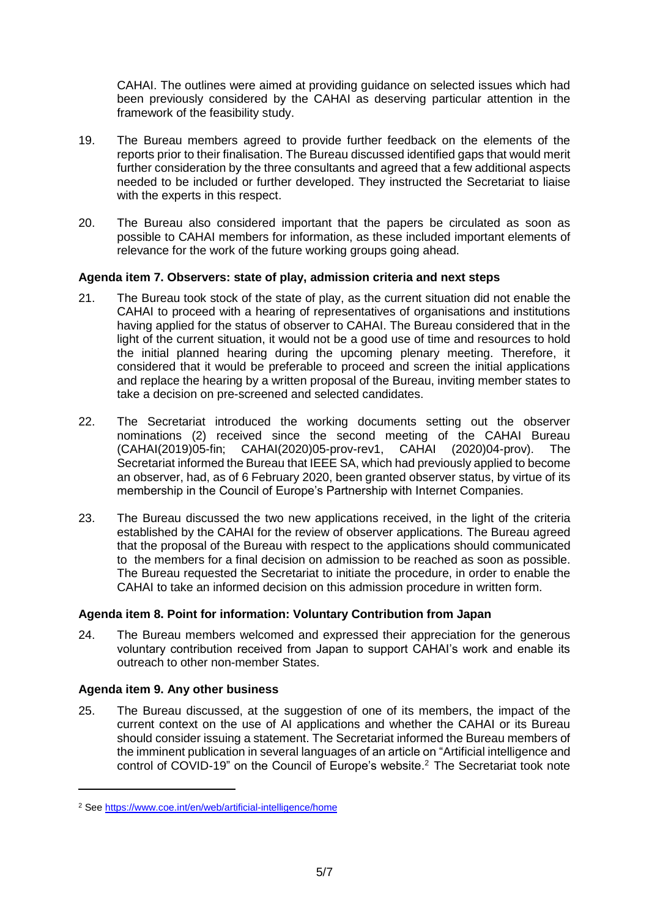CAHAI. The outlines were aimed at providing guidance on selected issues which had been previously considered by the CAHAI as deserving particular attention in the framework of the feasibility study.

19. The Bureau members agreed to provide further feedback on the elements of the reports prior to their finalisation. The Bureau discussed identified gaps that would merit further consideration by the three consultants and agreed that a few additional aspects needed to be included or further developed. They instructed the Secretariat to liaise with the experts in this respect.

20. The Bureau also considered important that the papers be circulated as soon as possible to CAHAI members for information, as these included important elements of relevance for the work of the future working groups going ahead.

**Agenda item 7. Observers: state of play, admission criteria and next steps**

21. The Bureau took stock of the state of play, as the current situation did not enable the CAHAI to proceed with a hearing of representatives of organisations and institutions having applied for the status of observer to CAHAI. The Bureau considered that in the light of the current situation, it would not be a good use of time and resources to hold the initial planned hearing during the upcoming plenary meeting. Therefore, it considered that it would be preferable to proceed and screen the initial applications and replace the hearing by a written proposal of the Bureau, inviting member states to take a decision on pre-screened and selected candidates.

22. The Secretariat introduced the working documents setting out the observer nominations (2) received since the second meeting of the CAHAI Bureau (CAHAI(2019)05-fin; CAHAI(2020)05-prov-rev1, CAHAI (2020)04-prov). The Secretariat informed the Bureau that IEEE SA, which had previously applied to become an observer, had, as of 6 February 2020, been granted observer status, by virtue of its membership in the Council of Europe's Partnership with Internet Companies.

23. The Bureau discussed the two new applications received, in the light of the criteria established by the CAHAI for the review of observer applications. The Bureau agreed that the proposal of the Bureau with respect to the applications should communicated to the members for a final decision on admission to be reached as soon as possible. The Bureau requested the Secretariat to initiate the procedure, in order to enable the CAHAI to take an informed decision on this admission procedure in written form.

**Agenda item 8. Point for information: Voluntary Contribution from Japan**

24. The Bureau members welcomed and expressed their appreciation for the generous voluntary contribution received from Japan to support CAHAI's work and enable its outreach to other non-member States.

**Agenda item 9. Any other business**

25. The Bureau discussed, at the suggestion of one of its members, the impact of the current context on the use of AI applications and whether the CAHAI or its Bureau should consider issuing a statement. The Secretariat informed the Bureau members of the imminent publication in several languages of an article on "Artificial intelligence and control of COVID-19" on the Council of Europe's website.[2] The Secretariat took note

---

[2] See https://www.coe.int/en/web/artificial-intelligence/home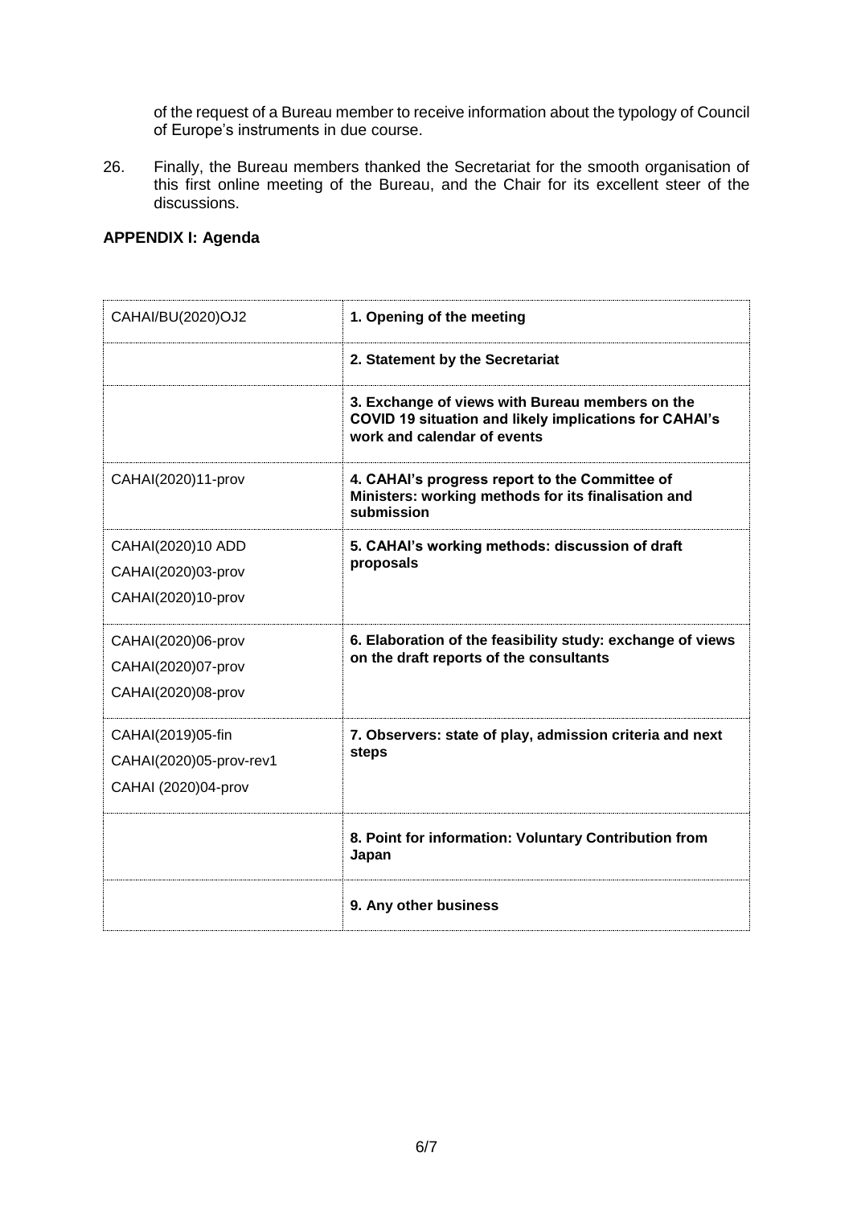of the request of a Bureau member to receive information about the typology of Council of Europe's instruments in due course.

26. Finally, the Bureau members thanked the Secretariat for the smooth organisation of this first online meeting of the Bureau, and the Chair for its excellent steer of the discussions.

**APPENDIX I: Agenda**

| | |
|---|---|
| CAHAI/BU(2020)OJ2 | **1. Opening of the meeting** |
| | **2. Statement by the Secretariat** |
| | **3. Exchange of views with Bureau members on the COVID 19 situation and likely implications for CAHAI's work and calendar of events** |
| CAHAI(2020)11-prov | **4. CAHAI's progress report to the Committee of Ministers: working methods for its finalisation and submission** |
| CAHAI(2020)10 ADD<br>CAHAI(2020)03-prov<br>CAHAI(2020)10-prov | **5. CAHAI's working methods: discussion of draft proposals** |
| CAHAI(2020)06-prov<br>CAHAI(2020)07-prov<br>CAHAI(2020)08-prov | **6. Elaboration of the feasibility study: exchange of views on the draft reports of the consultants** |
| CAHAI(2019)05-fin<br>CAHAI(2020)05-prov-rev1<br>CAHAI (2020)04-prov | **7. Observers: state of play, admission criteria and next steps** |
| | **8. Point for information: Voluntary Contribution from Japan** |
| | **9. Any other business** |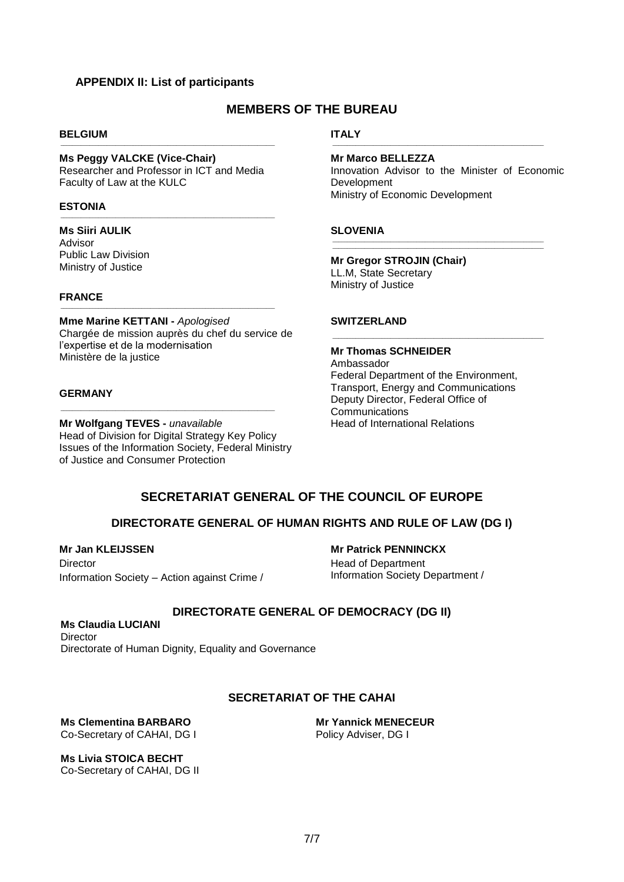**APPENDIX II: List of participants**

## MEMBERS OF THE BUREAU

**BELGIUM**

**Ms Peggy VALCKE (Vice-Chair)**
Researcher and Professor in ICT and Media
Faculty of Law at the KULC

**ESTONIA**

**Ms Siiri AULIK**
Advisor
Public Law Division
Ministry of Justice

**FRANCE**

**Mme Marine KETTANI -** *Apologised*
Chargée de mission auprès du chef du service de l'expertise et de la modernisation
Ministère de la justice

**GERMANY**

**Mr Wolfgang TEVES -** *unavailable*
Head of Division for Digital Strategy Key Policy Issues of the Information Society, Federal Ministry of Justice and Consumer Protection

**ITALY**

**Mr Marco BELLEZZA**
Innovation Advisor to the Minister of Economic Development
Ministry of Economic Development

**SLOVENIA**

**Mr Gregor STROJIN (Chair)**
LL.M, State Secretary
Ministry of Justice

**SWITZERLAND**

**Mr Thomas SCHNEIDER**
Ambassador
Federal Department of the Environment, Transport, Energy and Communications
Deputy Director, Federal Office of Communications
Head of International Relations

## SECRETARIAT GENERAL OF THE COUNCIL OF EUROPE

### DIRECTORATE GENERAL OF HUMAN RIGHTS AND RULE OF LAW (DG I)

**Mr Jan KLEIJSSEN**
Director
Information Society – Action against Crime /

**Mr Patrick PENNINCKX**
Head of Department
Information Society Department /

### DIRECTORATE GENERAL OF DEMOCRACY (DG II)

**Ms Claudia LUCIANI**
Director
Directorate of Human Dignity, Equality and Governance

### SECRETARIAT OF THE CAHAI

**Ms Clementina BARBARO**
Co-Secretary of CAHAI, DG I

**Ms Livia STOICA BECHT**
Co-Secretary of CAHAI, DG II

**Mr Yannick MENECEUR**
Policy Adviser, DG I